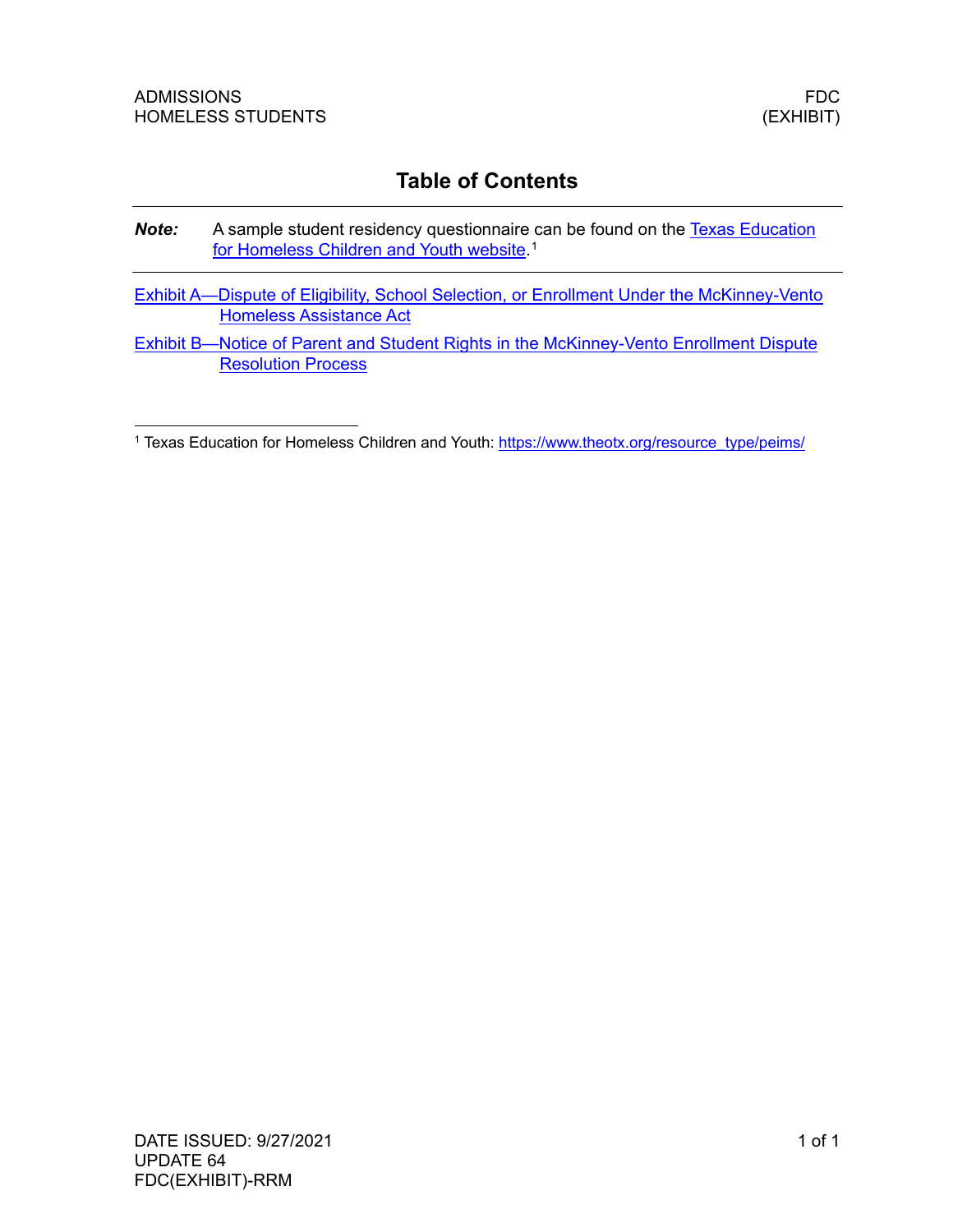ADMISSIONS
HOMELESS STUDENTS

FDC
(EXHIBIT)

# Table of Contents

***Note:*** A sample student residency questionnaire can be found on the Texas Education for Homeless Children and Youth website.[1]

Exhibit A—Dispute of Eligibility, School Selection, or Enrollment Under the McKinney-Vento Homeless Assistance Act

Exhibit B—Notice of Parent and Student Rights in the McKinney-Vento Enrollment Dispute Resolution Process

[1] Texas Education for Homeless Children and Youth: https://www.theotx.org/resource_type/peims/

DATE ISSUED: 9/27/2021
UPDATE 64
FDC(EXHIBIT)-RRM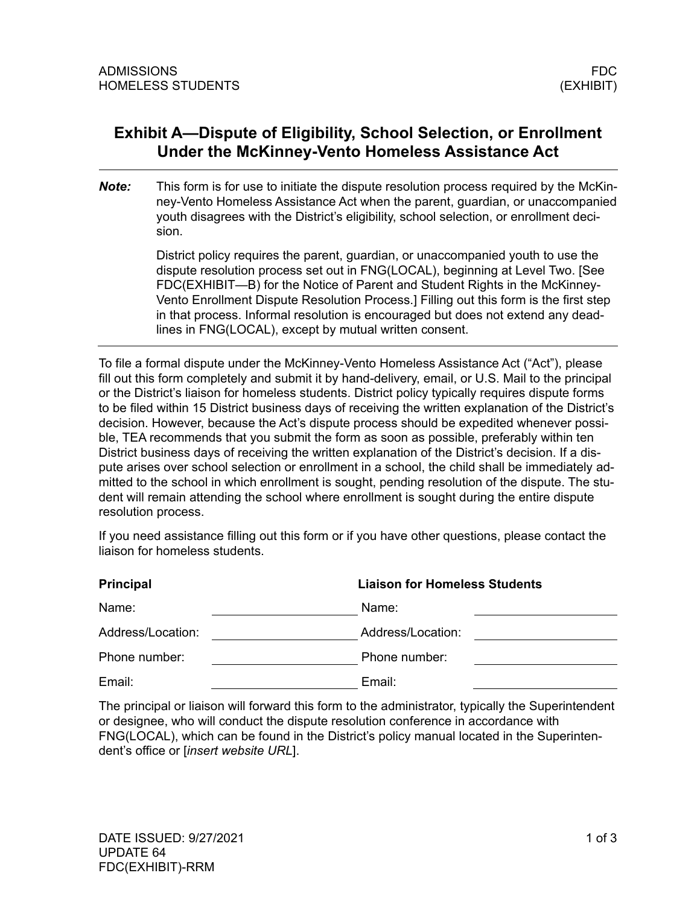# Exhibit A—Dispute of Eligibility, School Selection, or Enrollment Under the McKinney-Vento Homeless Assistance Act

***Note:*** This form is for use to initiate the dispute resolution process required by the McKinney-Vento Homeless Assistance Act when the parent, guardian, or unaccompanied youth disagrees with the District's eligibility, school selection, or enrollment decision.

District policy requires the parent, guardian, or unaccompanied youth to use the dispute resolution process set out in FNG(LOCAL), beginning at Level Two. [See FDC(EXHIBIT—B) for the Notice of Parent and Student Rights in the McKinney-Vento Enrollment Dispute Resolution Process.] Filling out this form is the first step in that process. Informal resolution is encouraged but does not extend any deadlines in FNG(LOCAL), except by mutual written consent.

---

To file a formal dispute under the McKinney-Vento Homeless Assistance Act ("Act"), please fill out this form completely and submit it by hand-delivery, email, or U.S. Mail to the principal or the District's liaison for homeless students. District policy typically requires dispute forms to be filed within 15 District business days of receiving the written explanation of the District's decision. However, because the Act's dispute process should be expedited whenever possible, TEA recommends that you submit the form as soon as possible, preferably within ten District business days of receiving the written explanation of the District's decision. If a dispute arises over school selection or enrollment in a school, the child shall be immediately admitted to the school in which enrollment is sought, pending resolution of the dispute. The student will remain attending the school where enrollment is sought during the entire dispute resolution process.

If you need assistance filling out this form or if you have other questions, please contact the liaison for homeless students.

| **Principal** | | **Liaison for Homeless Students** | |
|---|---|---|---|
| Name: | ____________ | Name: | ____________ |
| Address/Location: | ____________ | Address/Location: | ____________ |
| Phone number: | ____________ | Phone number: | ____________ |
| Email: | ____________ | Email: | ____________ |

The principal or liaison will forward this form to the administrator, typically the Superintendent or designee, who will conduct the dispute resolution conference in accordance with FNG(LOCAL), which can be found in the District's policy manual located in the Superintendent's office or [*insert website URL*].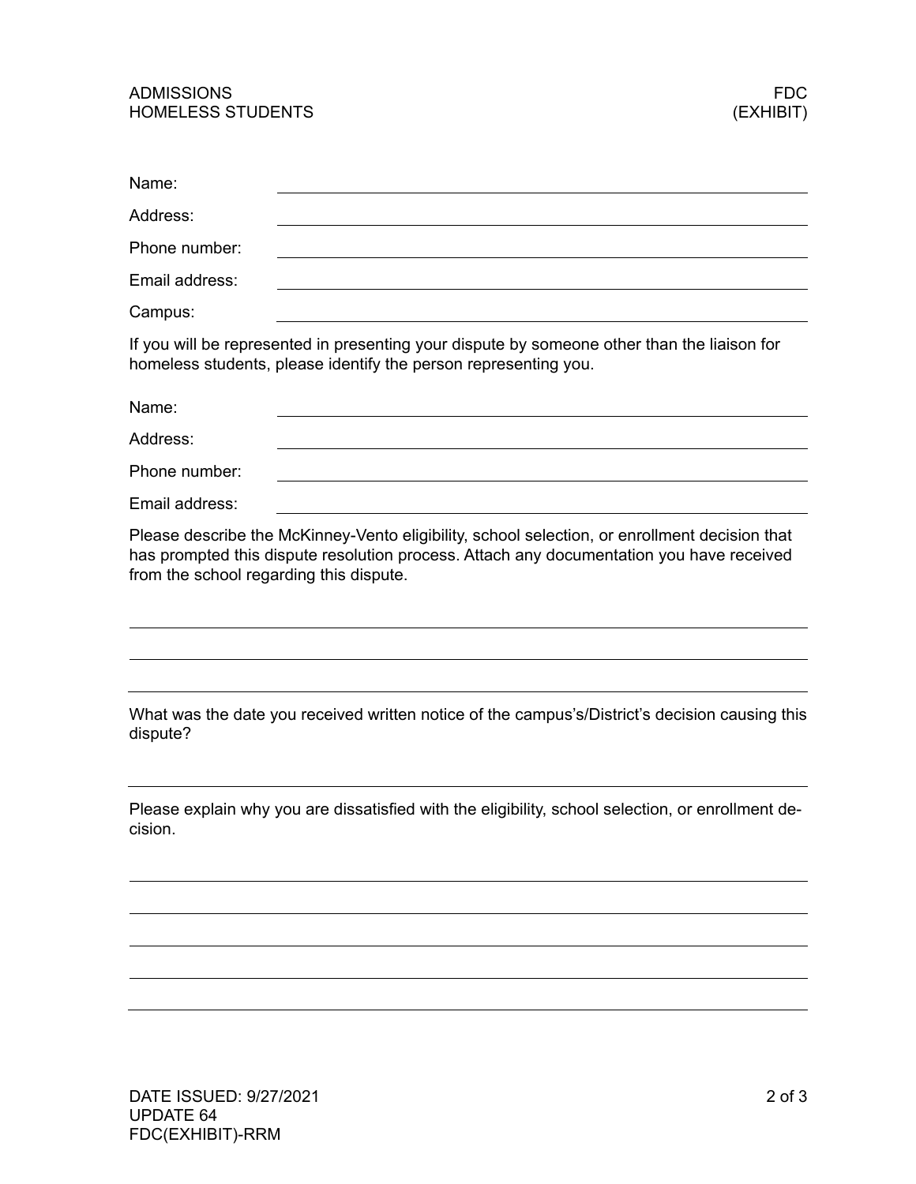Name: \_\_\_\_\_\_\_\_\_\_\_\_\_\_\_\_\_\_\_\_\_\_\_\_\_\_\_\_\_\_\_\_\_\_\_\_\_\_\_\_

Address: \_\_\_\_\_\_\_\_\_\_\_\_\_\_\_\_\_\_\_\_\_\_\_\_\_\_\_\_\_\_\_\_\_\_\_\_\_\_\_\_

Phone number: \_\_\_\_\_\_\_\_\_\_\_\_\_\_\_\_\_\_\_\_\_\_\_\_\_\_\_\_\_\_\_\_\_\_\_\_\_\_\_\_

Email address: \_\_\_\_\_\_\_\_\_\_\_\_\_\_\_\_\_\_\_\_\_\_\_\_\_\_\_\_\_\_\_\_\_\_\_\_\_\_\_\_

Campus: \_\_\_\_\_\_\_\_\_\_\_\_\_\_\_\_\_\_\_\_\_\_\_\_\_\_\_\_\_\_\_\_\_\_\_\_\_\_\_\_

If you will be represented in presenting your dispute by someone other than the liaison for homeless students, please identify the person representing you.

Name: \_\_\_\_\_\_\_\_\_\_\_\_\_\_\_\_\_\_\_\_\_\_\_\_\_\_\_\_\_\_\_\_\_\_\_\_\_\_\_\_

Address: \_\_\_\_\_\_\_\_\_\_\_\_\_\_\_\_\_\_\_\_\_\_\_\_\_\_\_\_\_\_\_\_\_\_\_\_\_\_\_\_

Phone number: \_\_\_\_\_\_\_\_\_\_\_\_\_\_\_\_\_\_\_\_\_\_\_\_\_\_\_\_\_\_\_\_\_\_\_\_\_\_\_\_

Email address: \_\_\_\_\_\_\_\_\_\_\_\_\_\_\_\_\_\_\_\_\_\_\_\_\_\_\_\_\_\_\_\_\_\_\_\_\_\_\_\_

Please describe the McKinney-Vento eligibility, school selection, or enrollment decision that has prompted this dispute resolution process. Attach any documentation you have received from the school regarding this dispute.

\_\_\_\_\_\_\_\_\_\_\_\_\_\_\_\_\_\_\_\_\_\_\_\_\_\_\_\_\_\_\_\_\_\_\_\_\_\_\_\_\_\_\_\_\_\_\_\_\_\_\_\_\_\_\_\_

\_\_\_\_\_\_\_\_\_\_\_\_\_\_\_\_\_\_\_\_\_\_\_\_\_\_\_\_\_\_\_\_\_\_\_\_\_\_\_\_\_\_\_\_\_\_\_\_\_\_\_\_\_\_\_\_

\_\_\_\_\_\_\_\_\_\_\_\_\_\_\_\_\_\_\_\_\_\_\_\_\_\_\_\_\_\_\_\_\_\_\_\_\_\_\_\_\_\_\_\_\_\_\_\_\_\_\_\_\_\_\_\_

What was the date you received written notice of the campus's/District's decision causing this dispute?

\_\_\_\_\_\_\_\_\_\_\_\_\_\_\_\_\_\_\_\_\_\_\_\_\_\_\_\_\_\_\_\_\_\_\_\_\_\_\_\_\_\_\_\_\_\_\_\_\_\_\_\_\_\_\_\_

Please explain why you are dissatisfied with the eligibility, school selection, or enrollment decision.

\_\_\_\_\_\_\_\_\_\_\_\_\_\_\_\_\_\_\_\_\_\_\_\_\_\_\_\_\_\_\_\_\_\_\_\_\_\_\_\_\_\_\_\_\_\_\_\_\_\_\_\_\_\_\_\_

\_\_\_\_\_\_\_\_\_\_\_\_\_\_\_\_\_\_\_\_\_\_\_\_\_\_\_\_\_\_\_\_\_\_\_\_\_\_\_\_\_\_\_\_\_\_\_\_\_\_\_\_\_\_\_\_

\_\_\_\_\_\_\_\_\_\_\_\_\_\_\_\_\_\_\_\_\_\_\_\_\_\_\_\_\_\_\_\_\_\_\_\_\_\_\_\_\_\_\_\_\_\_\_\_\_\_\_\_\_\_\_\_

\_\_\_\_\_\_\_\_\_\_\_\_\_\_\_\_\_\_\_\_\_\_\_\_\_\_\_\_\_\_\_\_\_\_\_\_\_\_\_\_\_\_\_\_\_\_\_\_\_\_\_\_\_\_\_\_

\_\_\_\_\_\_\_\_\_\_\_\_\_\_\_\_\_\_\_\_\_\_\_\_\_\_\_\_\_\_\_\_\_\_\_\_\_\_\_\_\_\_\_\_\_\_\_\_\_\_\_\_\_\_\_\_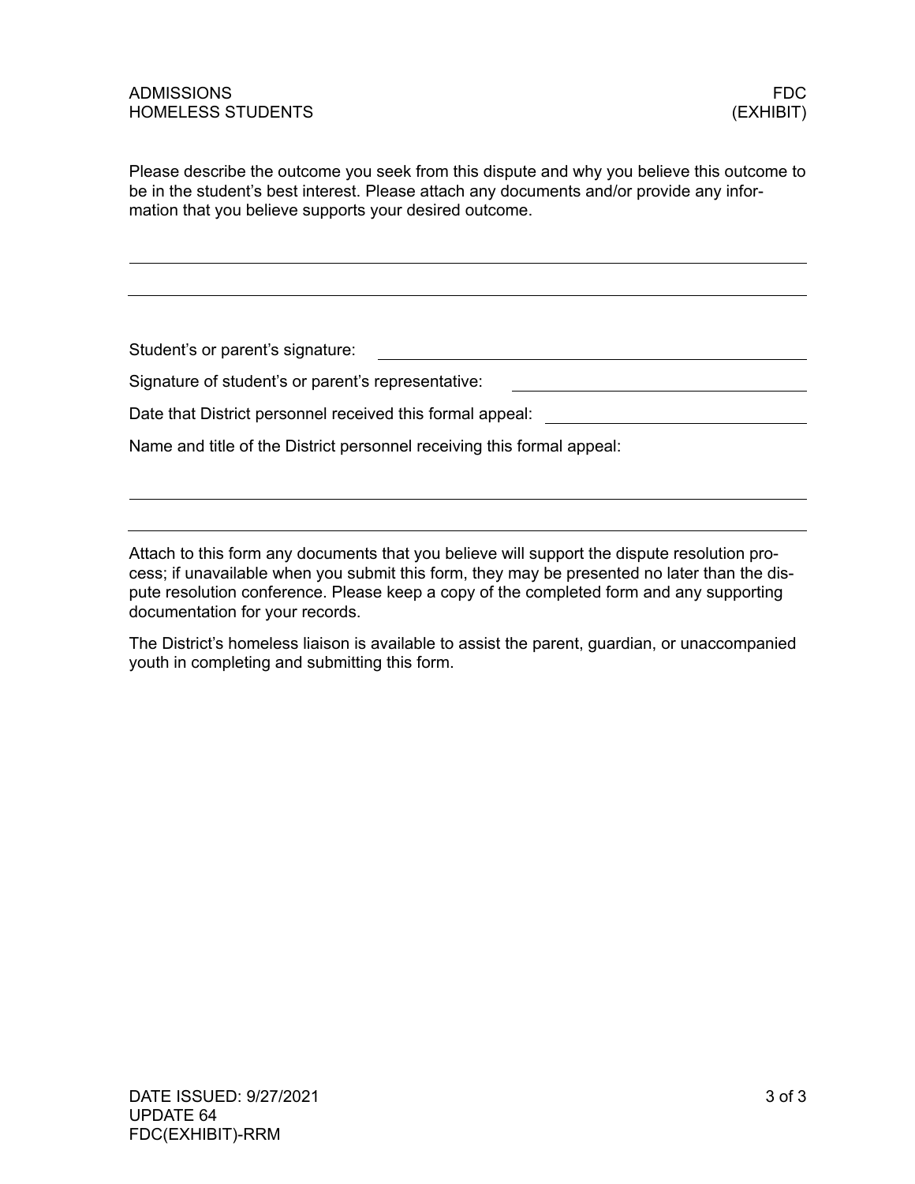Please describe the outcome you seek from this dispute and why you believe this outcome to be in the student's best interest. Please attach any documents and/or provide any information that you believe supports your desired outcome.

\_\_\_\_\_\_\_\_\_\_\_\_\_\_\_\_\_\_\_\_\_\_\_\_\_\_\_\_\_\_\_\_\_\_\_\_\_\_\_\_\_\_\_\_\_\_\_\_\_\_\_\_\_\_\_\_\_\_\_\_\_\_\_\_\_\_\_\_\_\_

\_\_\_\_\_\_\_\_\_\_\_\_\_\_\_\_\_\_\_\_\_\_\_\_\_\_\_\_\_\_\_\_\_\_\_\_\_\_\_\_\_\_\_\_\_\_\_\_\_\_\_\_\_\_\_\_\_\_\_\_\_\_\_\_\_\_\_\_\_\_

Student's or parent's signature: \_\_\_\_\_\_\_\_\_\_\_\_\_\_\_\_\_\_\_\_\_\_\_\_\_\_\_\_\_\_\_\_\_\_\_\_

Signature of student's or parent's representative: \_\_\_\_\_\_\_\_\_\_\_\_\_\_\_\_\_\_\_\_\_\_\_\_\_\_\_\_

Date that District personnel received this formal appeal: \_\_\_\_\_\_\_\_\_\_\_\_\_\_\_\_\_\_\_\_\_\_\_\_

Name and title of the District personnel receiving this formal appeal:

\_\_\_\_\_\_\_\_\_\_\_\_\_\_\_\_\_\_\_\_\_\_\_\_\_\_\_\_\_\_\_\_\_\_\_\_\_\_\_\_\_\_\_\_\_\_\_\_\_\_\_\_\_\_\_\_\_\_\_\_\_\_\_\_\_\_\_\_\_\_

\_\_\_\_\_\_\_\_\_\_\_\_\_\_\_\_\_\_\_\_\_\_\_\_\_\_\_\_\_\_\_\_\_\_\_\_\_\_\_\_\_\_\_\_\_\_\_\_\_\_\_\_\_\_\_\_\_\_\_\_\_\_\_\_\_\_\_\_\_\_

Attach to this form any documents that you believe will support the dispute resolution process; if unavailable when you submit this form, they may be presented no later than the dispute resolution conference. Please keep a copy of the completed form and any supporting documentation for your records.

The District's homeless liaison is available to assist the parent, guardian, or unaccompanied youth in completing and submitting this form.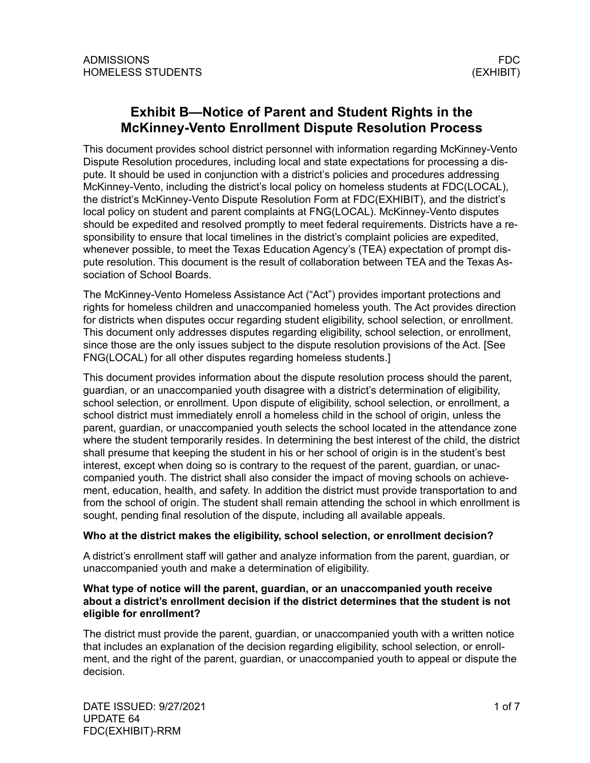# Exhibit B—Notice of Parent and Student Rights in the McKinney-Vento Enrollment Dispute Resolution Process

This document provides school district personnel with information regarding McKinney-Vento Dispute Resolution procedures, including local and state expectations for processing a dispute. It should be used in conjunction with a district's policies and procedures addressing McKinney-Vento, including the district's local policy on homeless students at FDC(LOCAL), the district's McKinney-Vento Dispute Resolution Form at FDC(EXHIBIT), and the district's local policy on student and parent complaints at FNG(LOCAL). McKinney-Vento disputes should be expedited and resolved promptly to meet federal requirements. Districts have a responsibility to ensure that local timelines in the district's complaint policies are expedited, whenever possible, to meet the Texas Education Agency's (TEA) expectation of prompt dispute resolution. This document is the result of collaboration between TEA and the Texas Association of School Boards.

The McKinney-Vento Homeless Assistance Act ("Act") provides important protections and rights for homeless children and unaccompanied homeless youth. The Act provides direction for districts when disputes occur regarding student eligibility, school selection, or enrollment. This document only addresses disputes regarding eligibility, school selection, or enrollment, since those are the only issues subject to the dispute resolution provisions of the Act. [See FNG(LOCAL) for all other disputes regarding homeless students.]

This document provides information about the dispute resolution process should the parent, guardian, or an unaccompanied youth disagree with a district's determination of eligibility, school selection, or enrollment. Upon dispute of eligibility, school selection, or enrollment, a school district must immediately enroll a homeless child in the school of origin, unless the parent, guardian, or unaccompanied youth selects the school located in the attendance zone where the student temporarily resides. In determining the best interest of the child, the district shall presume that keeping the student in his or her school of origin is in the student's best interest, except when doing so is contrary to the request of the parent, guardian, or unaccompanied youth. The district shall also consider the impact of moving schools on achievement, education, health, and safety. In addition the district must provide transportation to and from the school of origin. The student shall remain attending the school in which enrollment is sought, pending final resolution of the dispute, including all available appeals.

**Who at the district makes the eligibility, school selection, or enrollment decision?**

A district's enrollment staff will gather and analyze information from the parent, guardian, or unaccompanied youth and make a determination of eligibility.

**What type of notice will the parent, guardian, or an unaccompanied youth receive about a district's enrollment decision if the district determines that the student is not eligible for enrollment?**

The district must provide the parent, guardian, or unaccompanied youth with a written notice that includes an explanation of the decision regarding eligibility, school selection, or enrollment, and the right of the parent, guardian, or unaccompanied youth to appeal or dispute the decision.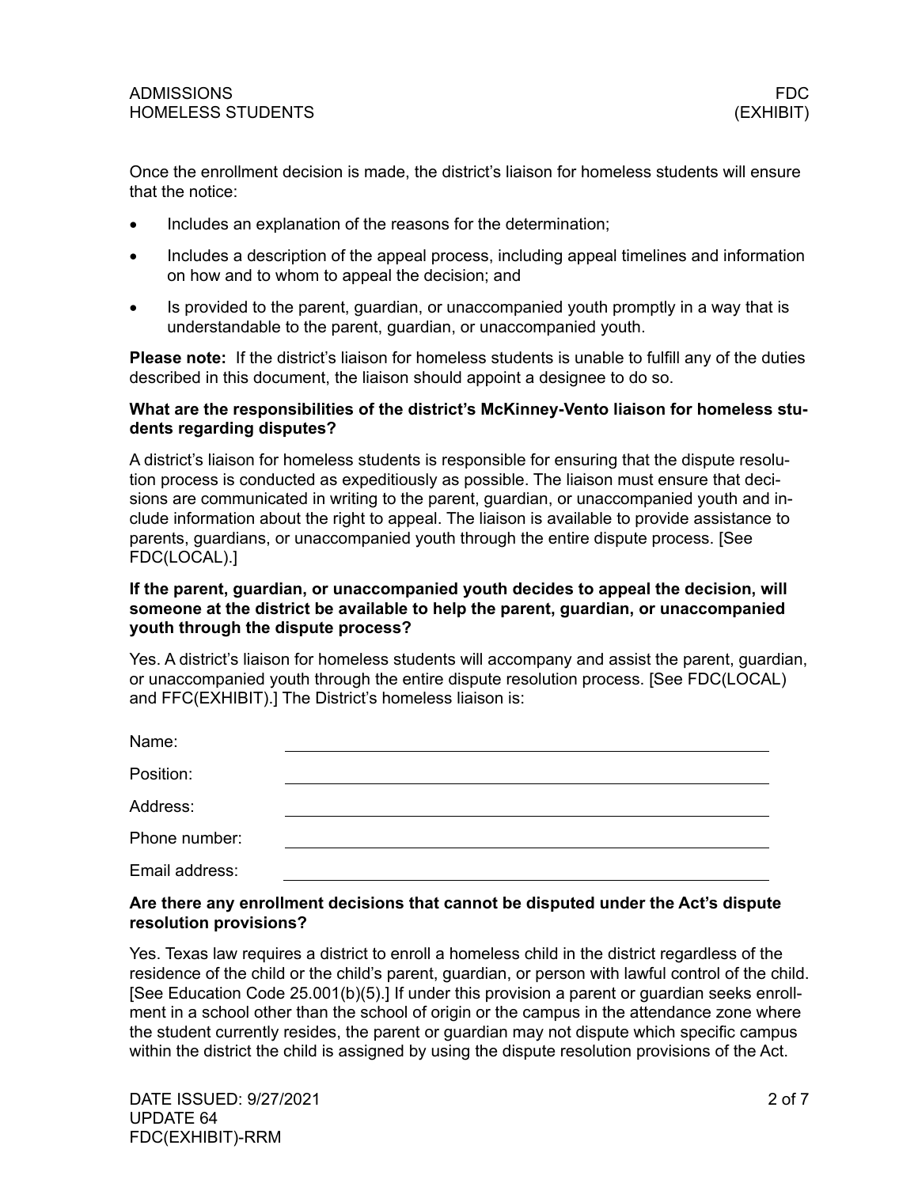Once the enrollment decision is made, the district's liaison for homeless students will ensure that the notice:

- Includes an explanation of the reasons for the determination;
- Includes a description of the appeal process, including appeal timelines and information on how and to whom to appeal the decision; and
- Is provided to the parent, guardian, or unaccompanied youth promptly in a way that is understandable to the parent, guardian, or unaccompanied youth.

**Please note:** If the district's liaison for homeless students is unable to fulfill any of the duties described in this document, the liaison should appoint a designee to do so.

**What are the responsibilities of the district's McKinney-Vento liaison for homeless students regarding disputes?**

A district's liaison for homeless students is responsible for ensuring that the dispute resolution process is conducted as expeditiously as possible. The liaison must ensure that decisions are communicated in writing to the parent, guardian, or unaccompanied youth and include information about the right to appeal. The liaison is available to provide assistance to parents, guardians, or unaccompanied youth through the entire dispute process. [See FDC(LOCAL).]

**If the parent, guardian, or unaccompanied youth decides to appeal the decision, will someone at the district be available to help the parent, guardian, or unaccompanied youth through the dispute process?**

Yes. A district's liaison for homeless students will accompany and assist the parent, guardian, or unaccompanied youth through the entire dispute resolution process. [See FDC(LOCAL) and FFC(EXHIBIT).] The District's homeless liaison is:

Name: \_\_\_\_\_\_\_\_\_\_\_\_\_\_\_\_\_\_\_\_\_\_\_\_\_\_\_\_\_\_\_\_

Position: \_\_\_\_\_\_\_\_\_\_\_\_\_\_\_\_\_\_\_\_\_\_\_\_\_\_\_\_\_\_\_\_

Address: \_\_\_\_\_\_\_\_\_\_\_\_\_\_\_\_\_\_\_\_\_\_\_\_\_\_\_\_\_\_\_\_

Phone number: \_\_\_\_\_\_\_\_\_\_\_\_\_\_\_\_\_\_\_\_\_\_\_\_\_\_\_\_\_\_\_\_

Email address: \_\_\_\_\_\_\_\_\_\_\_\_\_\_\_\_\_\_\_\_\_\_\_\_\_\_\_\_\_\_\_\_

**Are there any enrollment decisions that cannot be disputed under the Act's dispute resolution provisions?**

Yes. Texas law requires a district to enroll a homeless child in the district regardless of the residence of the child or the child's parent, guardian, or person with lawful control of the child. [See Education Code 25.001(b)(5).] If under this provision a parent or guardian seeks enrollment in a school other than the school of origin or the campus in the attendance zone where the student currently resides, the parent or guardian may not dispute which specific campus within the district the child is assigned by using the dispute resolution provisions of the Act.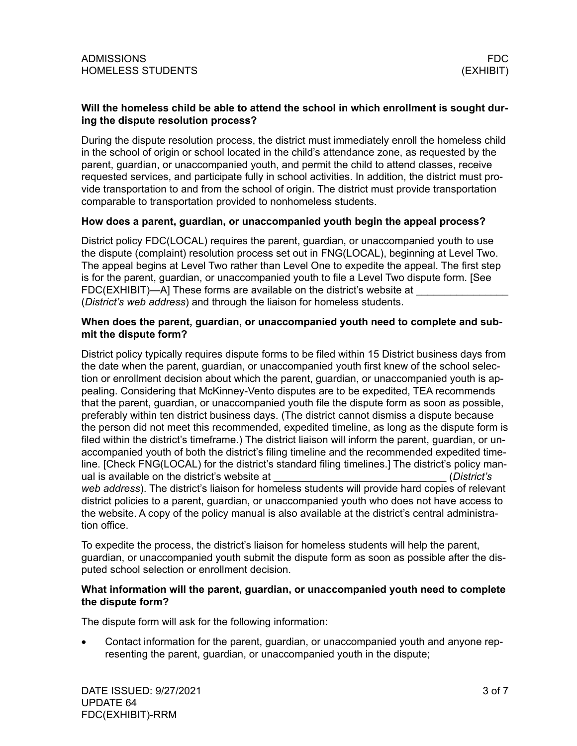**Will the homeless child be able to attend the school in which enrollment is sought during the dispute resolution process?**

During the dispute resolution process, the district must immediately enroll the homeless child in the school of origin or school located in the child's attendance zone, as requested by the parent, guardian, or unaccompanied youth, and permit the child to attend classes, receive requested services, and participate fully in school activities. In addition, the district must provide transportation to and from the school of origin. The district must provide transportation comparable to transportation provided to nonhomeless students.

**How does a parent, guardian, or unaccompanied youth begin the appeal process?**

District policy FDC(LOCAL) requires the parent, guardian, or unaccompanied youth to use the dispute (complaint) resolution process set out in FNG(LOCAL), beginning at Level Two. The appeal begins at Level Two rather than Level One to expedite the appeal. The first step is for the parent, guardian, or unaccompanied youth to file a Level Two dispute form. [See FDC(EXHIBIT)—A] These forms are available on the district's website at _______________ (*District's web address*) and through the liaison for homeless students.

**When does the parent, guardian, or unaccompanied youth need to complete and submit the dispute form?**

District policy typically requires dispute forms to be filed within 15 District business days from the date when the parent, guardian, or unaccompanied youth first knew of the school selection or enrollment decision about which the parent, guardian, or unaccompanied youth is appealing. Considering that McKinney-Vento disputes are to be expedited, TEA recommends that the parent, guardian, or unaccompanied youth file the dispute form as soon as possible, preferably within ten district business days. (The district cannot dismiss a dispute because the person did not meet this recommended, expedited timeline, as long as the dispute form is filed within the district's timeframe.) The district liaison will inform the parent, guardian, or unaccompanied youth of both the district's filing timeline and the recommended expedited timeline. [Check FNG(LOCAL) for the district's standard filing timelines.] The district's policy manual is available on the district's website at _____________________________ (*District's web address*). The district's liaison for homeless students will provide hard copies of relevant district policies to a parent, guardian, or unaccompanied youth who does not have access to the website. A copy of the policy manual is also available at the district's central administration office.

To expedite the process, the district's liaison for homeless students will help the parent, guardian, or unaccompanied youth submit the dispute form as soon as possible after the disputed school selection or enrollment decision.

**What information will the parent, guardian, or unaccompanied youth need to complete the dispute form?**

The dispute form will ask for the following information:

- Contact information for the parent, guardian, or unaccompanied youth and anyone representing the parent, guardian, or unaccompanied youth in the dispute;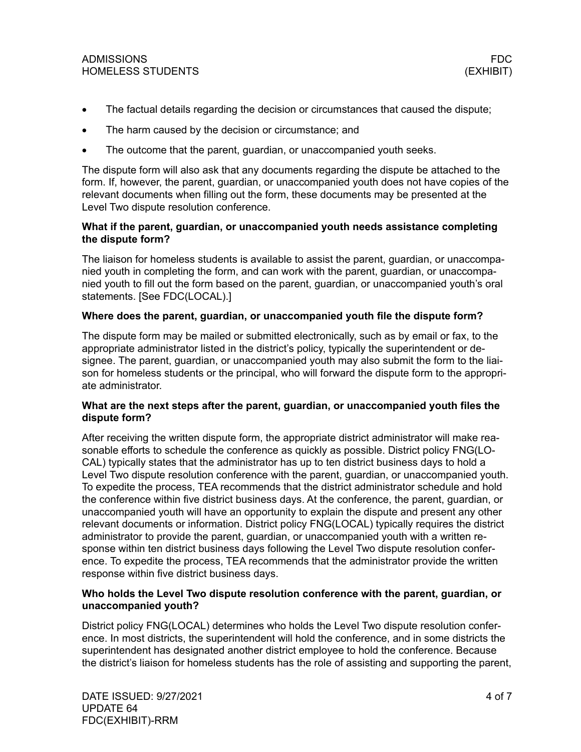- The factual details regarding the decision or circumstances that caused the dispute;
- The harm caused by the decision or circumstance; and
- The outcome that the parent, guardian, or unaccompanied youth seeks.

The dispute form will also ask that any documents regarding the dispute be attached to the form. If, however, the parent, guardian, or unaccompanied youth does not have copies of the relevant documents when filling out the form, these documents may be presented at the Level Two dispute resolution conference.

**What if the parent, guardian, or unaccompanied youth needs assistance completing the dispute form?**

The liaison for homeless students is available to assist the parent, guardian, or unaccompanied youth in completing the form, and can work with the parent, guardian, or unaccompanied youth to fill out the form based on the parent, guardian, or unaccompanied youth's oral statements. [See FDC(LOCAL).]

**Where does the parent, guardian, or unaccompanied youth file the dispute form?**

The dispute form may be mailed or submitted electronically, such as by email or fax, to the appropriate administrator listed in the district's policy, typically the superintendent or designee. The parent, guardian, or unaccompanied youth may also submit the form to the liaison for homeless students or the principal, who will forward the dispute form to the appropriate administrator.

**What are the next steps after the parent, guardian, or unaccompanied youth files the dispute form?**

After receiving the written dispute form, the appropriate district administrator will make reasonable efforts to schedule the conference as quickly as possible. District policy FNG(LOCAL) typically states that the administrator has up to ten district business days to hold a Level Two dispute resolution conference with the parent, guardian, or unaccompanied youth. To expedite the process, TEA recommends that the district administrator schedule and hold the conference within five district business days. At the conference, the parent, guardian, or unaccompanied youth will have an opportunity to explain the dispute and present any other relevant documents or information. District policy FNG(LOCAL) typically requires the district administrator to provide the parent, guardian, or unaccompanied youth with a written response within ten district business days following the Level Two dispute resolution conference. To expedite the process, TEA recommends that the administrator provide the written response within five district business days.

**Who holds the Level Two dispute resolution conference with the parent, guardian, or unaccompanied youth?**

District policy FNG(LOCAL) determines who holds the Level Two dispute resolution conference. In most districts, the superintendent will hold the conference, and in some districts the superintendent has designated another district employee to hold the conference. Because the district's liaison for homeless students has the role of assisting and supporting the parent,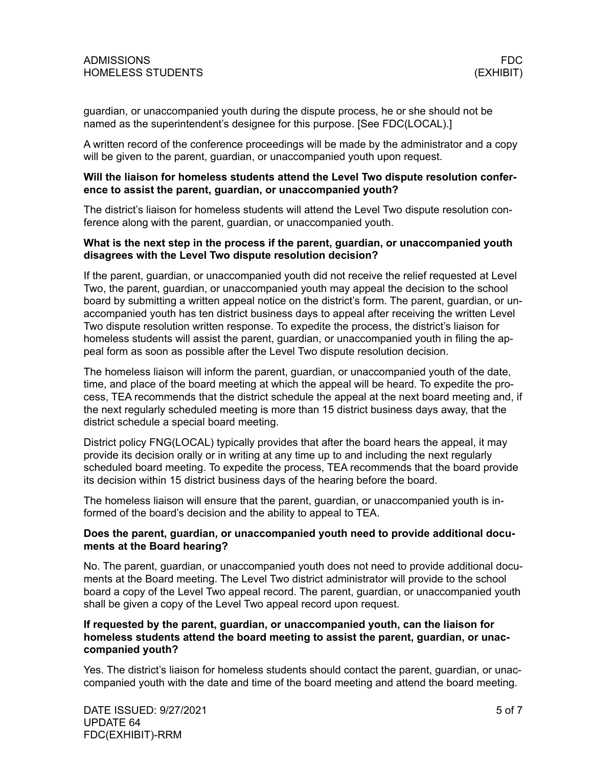guardian, or unaccompanied youth during the dispute process, he or she should not be named as the superintendent's designee for this purpose. [See FDC(LOCAL).]

A written record of the conference proceedings will be made by the administrator and a copy will be given to the parent, guardian, or unaccompanied youth upon request.

**Will the liaison for homeless students attend the Level Two dispute resolution conference to assist the parent, guardian, or unaccompanied youth?**

The district's liaison for homeless students will attend the Level Two dispute resolution conference along with the parent, guardian, or unaccompanied youth.

**What is the next step in the process if the parent, guardian, or unaccompanied youth disagrees with the Level Two dispute resolution decision?**

If the parent, guardian, or unaccompanied youth did not receive the relief requested at Level Two, the parent, guardian, or unaccompanied youth may appeal the decision to the school board by submitting a written appeal notice on the district's form. The parent, guardian, or unaccompanied youth has ten district business days to appeal after receiving the written Level Two dispute resolution written response. To expedite the process, the district's liaison for homeless students will assist the parent, guardian, or unaccompanied youth in filing the appeal form as soon as possible after the Level Two dispute resolution decision.

The homeless liaison will inform the parent, guardian, or unaccompanied youth of the date, time, and place of the board meeting at which the appeal will be heard. To expedite the process, TEA recommends that the district schedule the appeal at the next board meeting and, if the next regularly scheduled meeting is more than 15 district business days away, that the district schedule a special board meeting.

District policy FNG(LOCAL) typically provides that after the board hears the appeal, it may provide its decision orally or in writing at any time up to and including the next regularly scheduled board meeting. To expedite the process, TEA recommends that the board provide its decision within 15 district business days of the hearing before the board.

The homeless liaison will ensure that the parent, guardian, or unaccompanied youth is informed of the board's decision and the ability to appeal to TEA.

**Does the parent, guardian, or unaccompanied youth need to provide additional documents at the Board hearing?**

No. The parent, guardian, or unaccompanied youth does not need to provide additional documents at the Board meeting. The Level Two district administrator will provide to the school board a copy of the Level Two appeal record. The parent, guardian, or unaccompanied youth shall be given a copy of the Level Two appeal record upon request.

**If requested by the parent, guardian, or unaccompanied youth, can the liaison for homeless students attend the board meeting to assist the parent, guardian, or unaccompanied youth?**

Yes. The district's liaison for homeless students should contact the parent, guardian, or unaccompanied youth with the date and time of the board meeting and attend the board meeting.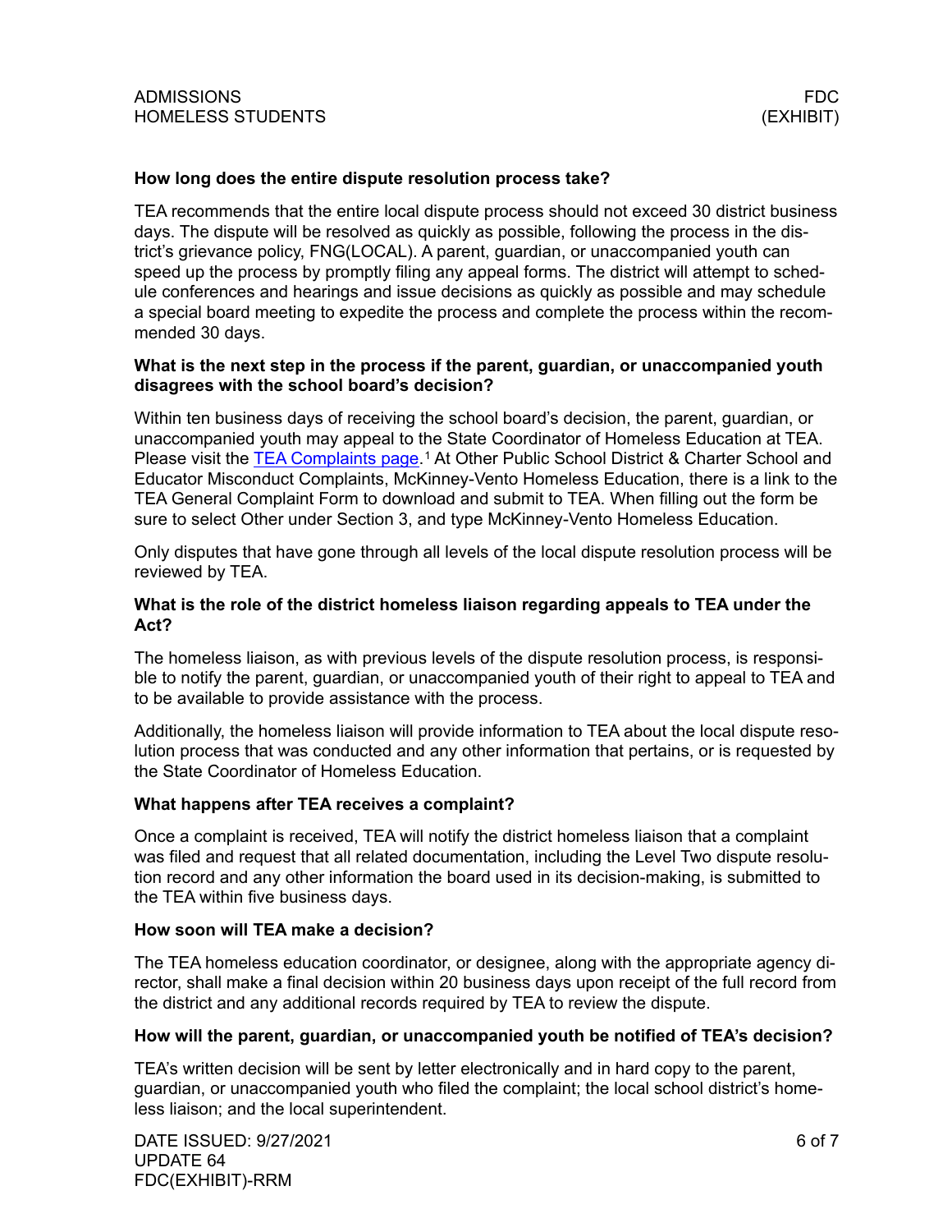### How long does the entire dispute resolution process take?

TEA recommends that the entire local dispute process should not exceed 30 district business days. The dispute will be resolved as quickly as possible, following the process in the district's grievance policy, FNG(LOCAL). A parent, guardian, or unaccompanied youth can speed up the process by promptly filing any appeal forms. The district will attempt to schedule conferences and hearings and issue decisions as quickly as possible and may schedule a special board meeting to expedite the process and complete the process within the recommended 30 days.

### What is the next step in the process if the parent, guardian, or unaccompanied youth disagrees with the school board's decision?

Within ten business days of receiving the school board's decision, the parent, guardian, or unaccompanied youth may appeal to the State Coordinator of Homeless Education at TEA. Please visit the TEA Complaints page.[1] At Other Public School District & Charter School and Educator Misconduct Complaints, McKinney-Vento Homeless Education, there is a link to the TEA General Complaint Form to download and submit to TEA. When filling out the form be sure to select Other under Section 3, and type McKinney-Vento Homeless Education.

Only disputes that have gone through all levels of the local dispute resolution process will be reviewed by TEA.

### What is the role of the district homeless liaison regarding appeals to TEA under the Act?

The homeless liaison, as with previous levels of the dispute resolution process, is responsible to notify the parent, guardian, or unaccompanied youth of their right to appeal to TEA and to be available to provide assistance with the process.

Additionally, the homeless liaison will provide information to TEA about the local dispute resolution process that was conducted and any other information that pertains, or is requested by the State Coordinator of Homeless Education.

### What happens after TEA receives a complaint?

Once a complaint is received, TEA will notify the district homeless liaison that a complaint was filed and request that all related documentation, including the Level Two dispute resolution record and any other information the board used in its decision-making, is submitted to the TEA within five business days.

### How soon will TEA make a decision?

The TEA homeless education coordinator, or designee, along with the appropriate agency director, shall make a final decision within 20 business days upon receipt of the full record from the district and any additional records required by TEA to review the dispute.

### How will the parent, guardian, or unaccompanied youth be notified of TEA's decision?

TEA's written decision will be sent by letter electronically and in hard copy to the parent, guardian, or unaccompanied youth who filed the complaint; the local school district's homeless liaison; and the local superintendent.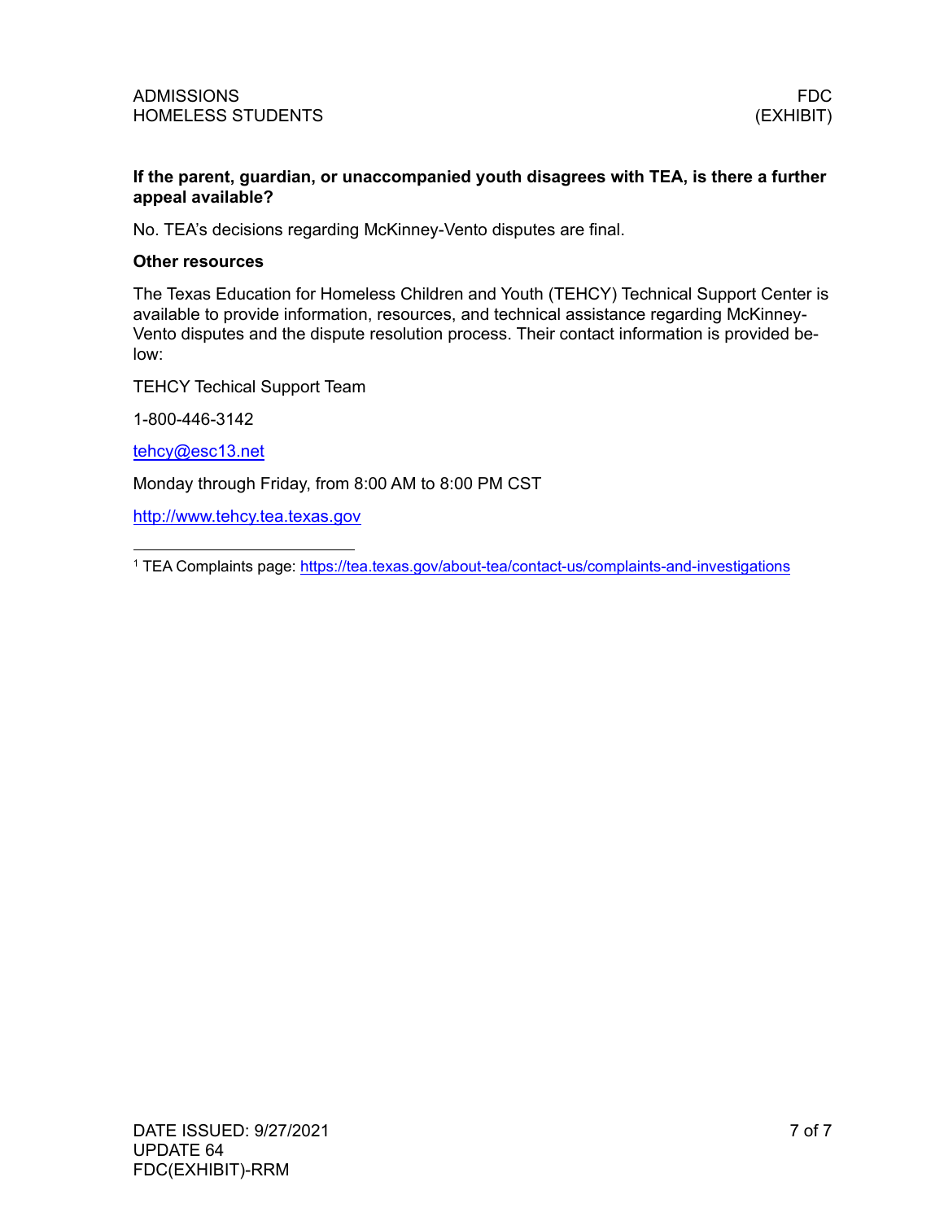**If the parent, guardian, or unaccompanied youth disagrees with TEA, is there a further appeal available?**

No. TEA's decisions regarding McKinney-Vento disputes are final.

**Other resources**

The Texas Education for Homeless Children and Youth (TEHCY) Technical Support Center is available to provide information, resources, and technical assistance regarding McKinney-Vento disputes and the dispute resolution process. Their contact information is provided below:

TEHCY Techical Support Team

1-800-446-3142

tehcy@esc13.net

Monday through Friday, from 8:00 AM to 8:00 PM CST

http://www.tehcy.tea.texas.gov

---

[1] TEA Complaints page: https://tea.texas.gov/about-tea/contact-us/complaints-and-investigations